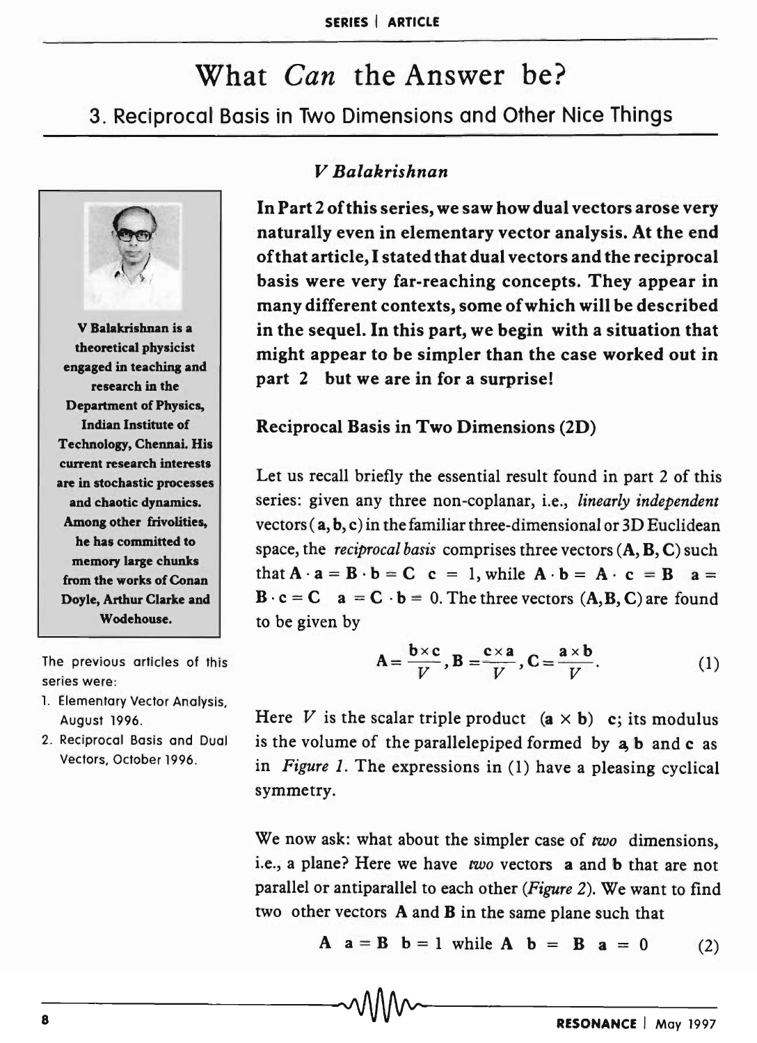# What *Can* the Answer be?

## 3. Reciprocal Basis in Two Dimensions and Other Nice Things

*V Balakrishnan*

V Balakrishnan is a theoretical physicist engaged in teaching and research in the Department of Physics, Indian Institute of Technology, Chennai. His current research interests are in stochastic processes and chaotic dynamics. Among other frivolities, he has committed to memory large chunks from the works of Conan Doyle, Arthur Clarke and Wodehouse.

The previous articles of this series were:

1. Elementary Vector Analysis, August 1996.
2. Reciprocal Basis and Dual Vectors, October 1996.

**In Part 2 of this series, we saw how dual vectors arose very naturally even in elementary vector analysis. At the end of that article, I stated that dual vectors and the reciprocal basis were very far-reaching concepts. They appear in many different contexts, some of which will be described in the sequel. In this part, we begin with a situation that might appear to be simpler than the case worked out in part 2 but we are in for a surprise!**

### Reciprocal Basis in Two Dimensions (2D)

Let us recall briefly the essential result found in part 2 of this series: given any three non-coplanar, i.e., *linearly independent* vectors ($\mathbf{a}, \mathbf{b}, \mathbf{c}$) in the familiar three-dimensional or 3D Euclidean space, the *reciprocal basis* comprises three vectors ($\mathbf{A}, \mathbf{B}, \mathbf{C}$) such that $\mathbf{A} \cdot \mathbf{a} = \mathbf{B} \cdot \mathbf{b} = \mathbf{C} \cdot \mathbf{c} = 1$, while $\mathbf{A} \cdot \mathbf{b} = \mathbf{A} \cdot \mathbf{c} = \mathbf{B} \cdot \mathbf{a} = \mathbf{B} \cdot \mathbf{c} = \mathbf{C} \cdot \mathbf{a} = \mathbf{C} \cdot \mathbf{b} = 0$. The three vectors ($\mathbf{A}, \mathbf{B}, \mathbf{C}$) are found to be given by

$$\mathbf{A} = \frac{\mathbf{b} \times \mathbf{c}}{V}, \mathbf{B} = \frac{\mathbf{c} \times \mathbf{a}}{V}, \mathbf{C} = \frac{\mathbf{a} \times \mathbf{b}}{V}. \qquad (1)$$

Here $V$ is the scalar triple product $(\mathbf{a} \times \mathbf{b}) \cdot \mathbf{c}$; its modulus is the volume of the parallelepiped formed by $\mathbf{a}$, $\mathbf{b}$ and $\mathbf{c}$ as in *Figure 1*. The expressions in (1) have a pleasing cyclical symmetry.

We now ask: what about the simpler case of *two* dimensions, i.e., a plane? Here we have *two* vectors $\mathbf{a}$ and $\mathbf{b}$ that are not parallel or antiparallel to each other (*Figure 2*). We want to find two other vectors $\mathbf{A}$ and $\mathbf{B}$ in the same plane such that

$$\mathbf{A} \cdot \mathbf{a} = \mathbf{B} \cdot \mathbf{b} = 1 \text{ while } \mathbf{A} \cdot \mathbf{b} = \mathbf{B} \cdot \mathbf{a} = 0 \qquad (2)$$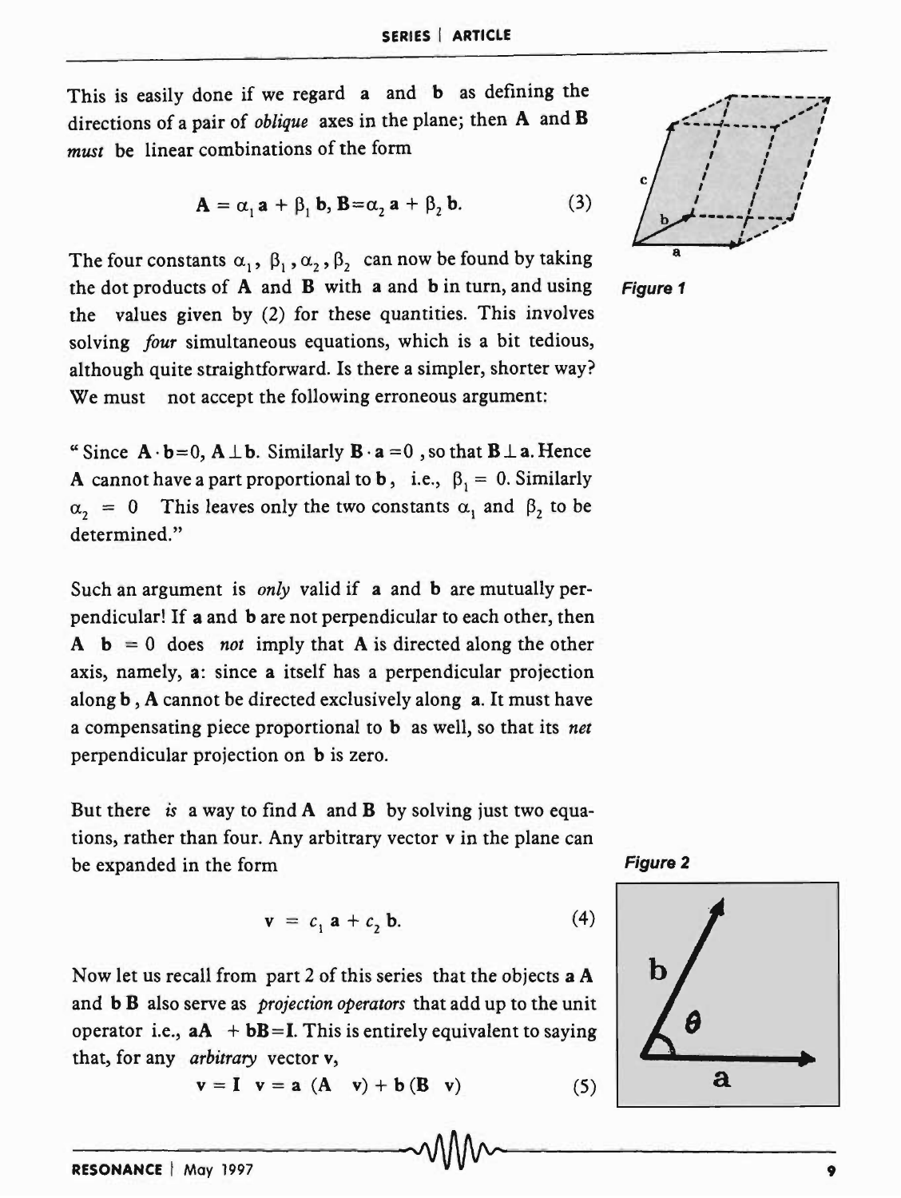This is easily done if we regard **a** and **b** as defining the directions of a pair of *oblique* axes in the plane; then **A** and **B** *must* be linear combinations of the form

$$\mathbf{A} = \alpha_1 \mathbf{a} + \beta_1 \mathbf{b}, \mathbf{B} = \alpha_2 \mathbf{a} + \beta_2 \mathbf{b}. \tag{3}$$

The four constants $\alpha_1, \beta_1, \alpha_2, \beta_2$ can now be found by taking the dot products of **A** and **B** with **a** and **b** in turn, and using the values given by (2) for these quantities. This involves solving *four* simultaneous equations, which is a bit tedious, although quite straightforward. Is there a simpler, shorter way? We must not accept the following erroneous argument:

"Since $\mathbf{A} \cdot \mathbf{b} = 0$, $\mathbf{A} \perp \mathbf{b}$. Similarly $\mathbf{B} \cdot \mathbf{a} = 0$, so that $\mathbf{B} \perp \mathbf{a}$. Hence **A** cannot have a part proportional to **b**, i.e., $\beta_1 = 0$. Similarly $\alpha_2 = 0$ This leaves only the two constants $\alpha_1$ and $\beta_2$ to be determined."

Such an argument is *only* valid if **a** and **b** are mutually perpendicular! If **a** and **b** are not perpendicular to each other, then $\mathbf{A} \cdot \mathbf{b} = 0$ does *not* imply that **A** is directed along the other axis, namely, **a**: since **a** itself has a perpendicular projection along **b**, **A** cannot be directed exclusively along **a**. It must have a compensating piece proportional to **b** as well, so that its *net* perpendicular projection on **b** is zero.

But there *is* a way to find **A** and **B** by solving just two equations, rather than four. Any arbitrary vector **v** in the plane can be expanded in the form

$$\mathbf{v} = c_1 \mathbf{a} + c_2 \mathbf{b}. \tag{4}$$

Now let us recall from part 2 of this series that the objects **a A** and **b B** also serve as *projection operators* that add up to the unit operator i.e., $\mathbf{aA} + \mathbf{bB} = \mathbf{I}$. This is entirely equivalent to saying that, for any *arbitrary* vector **v**,

$$\mathbf{v} = \mathbf{I} \cdot \mathbf{v} = \mathbf{a}\,(\mathbf{A} \cdot \mathbf{v}) + \mathbf{b}\,(\mathbf{B} \cdot \mathbf{v}) \tag{5}$$

Figure 1

Figure 2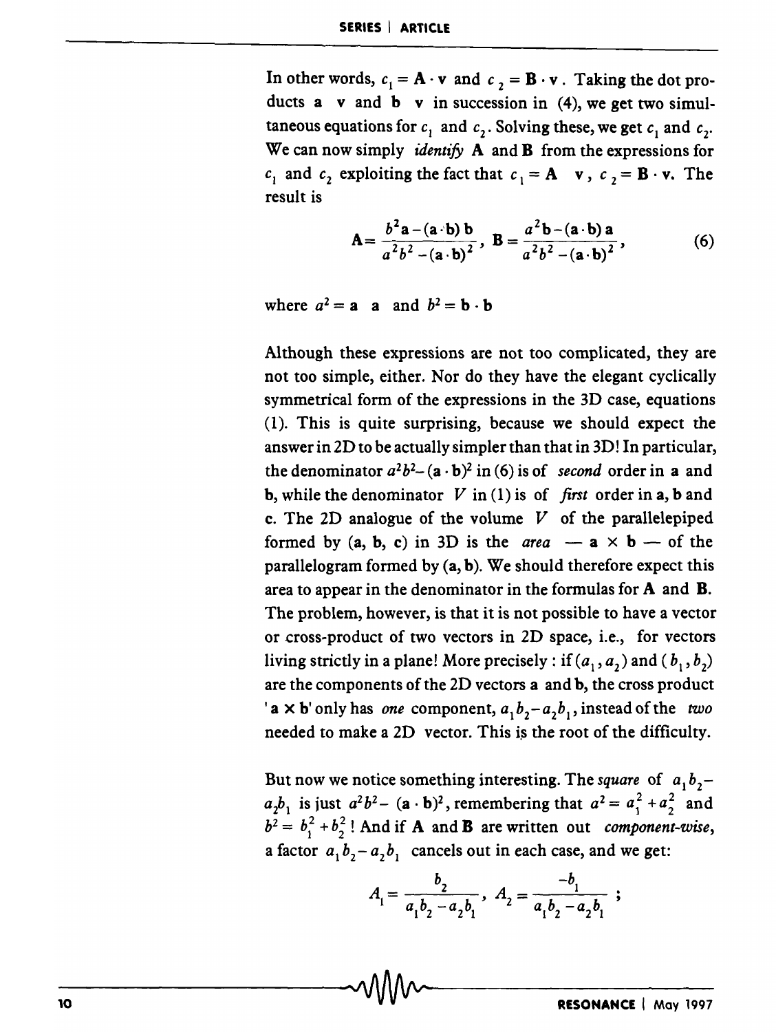In other words, $c_1 = \mathbf{A} \cdot \mathbf{v}$ and $c_2 = \mathbf{B} \cdot \mathbf{v}$. Taking the dot products $\mathbf{a} \cdot \mathbf{v}$ and $\mathbf{b} \cdot \mathbf{v}$ in succession in (4), we get two simultaneous equations for $c_1$ and $c_2$. Solving these, we get $c_1$ and $c_2$. We can now simply *identify* $\mathbf{A}$ and $\mathbf{B}$ from the expressions for $c_1$ and $c_2$ exploiting the fact that $c_1 = \mathbf{A} \cdot \mathbf{v}$, $c_2 = \mathbf{B} \cdot \mathbf{v}$. The result is

$$\mathbf{A} = \frac{b^2 \mathbf{a} - (\mathbf{a} \cdot \mathbf{b})\, \mathbf{b}}{a^2 b^2 - (\mathbf{a} \cdot \mathbf{b})^2}, \quad \mathbf{B} = \frac{a^2 \mathbf{b} - (\mathbf{a} \cdot \mathbf{b})\, \mathbf{a}}{a^2 b^2 - (\mathbf{a} \cdot \mathbf{b})^2}, \tag{6}$$

where $a^2 = \mathbf{a} \cdot \mathbf{a}$ and $b^2 = \mathbf{b} \cdot \mathbf{b}$

Although these expressions are not too complicated, they are not too simple, either. Nor do they have the elegant cyclically symmetrical form of the expressions in the 3D case, equations (1). This is quite surprising, because we should expect the answer in 2D to be actually simpler than that in 3D! In particular, the denominator $a^2b^2 - (\mathbf{a} \cdot \mathbf{b})^2$ in (6) is of *second* order in $\mathbf{a}$ and $\mathbf{b}$, while the denominator $V$ in (1) is of *first* order in $\mathbf{a}$, $\mathbf{b}$ and $\mathbf{c}$. The 2D analogue of the volume $V$ of the parallelepiped formed by $(\mathbf{a}, \mathbf{b}, \mathbf{c})$ in 3D is the *area* — $\mathbf{a} \times \mathbf{b}$ — of the parallelogram formed by $(\mathbf{a}, \mathbf{b})$. We should therefore expect this area to appear in the denominator in the formulas for $\mathbf{A}$ and $\mathbf{B}$. The problem, however, is that it is not possible to have a vector or cross-product of two vectors in 2D space, i.e., for vectors living strictly in a plane! More precisely : if $(a_1, a_2)$ and $(b_1, b_2)$ are the components of the 2D vectors $\mathbf{a}$ and $\mathbf{b}$, the cross product '$\mathbf{a} \times \mathbf{b}$' only has *one* component, $a_1 b_2 - a_2 b_1$, instead of the *two* needed to make a 2D vector. This is the root of the difficulty.

But now we notice something interesting. The *square* of $a_1 b_2 - a_2 b_1$ is just $a^2 b^2 - (\mathbf{a} \cdot \mathbf{b})^2$, remembering that $a^2 = a_1^2 + a_2^2$ and $b^2 = b_1^2 + b_2^2$ ! And if $\mathbf{A}$ and $\mathbf{B}$ are written out *component-wise*, a factor $a_1 b_2 - a_2 b_1$ cancels out in each case, and we get:

$$A_1 = \frac{b_2}{a_1 b_2 - a_2 b_1}, \quad A_2 = \frac{-b_1}{a_1 b_2 - a_2 b_1} \;;$$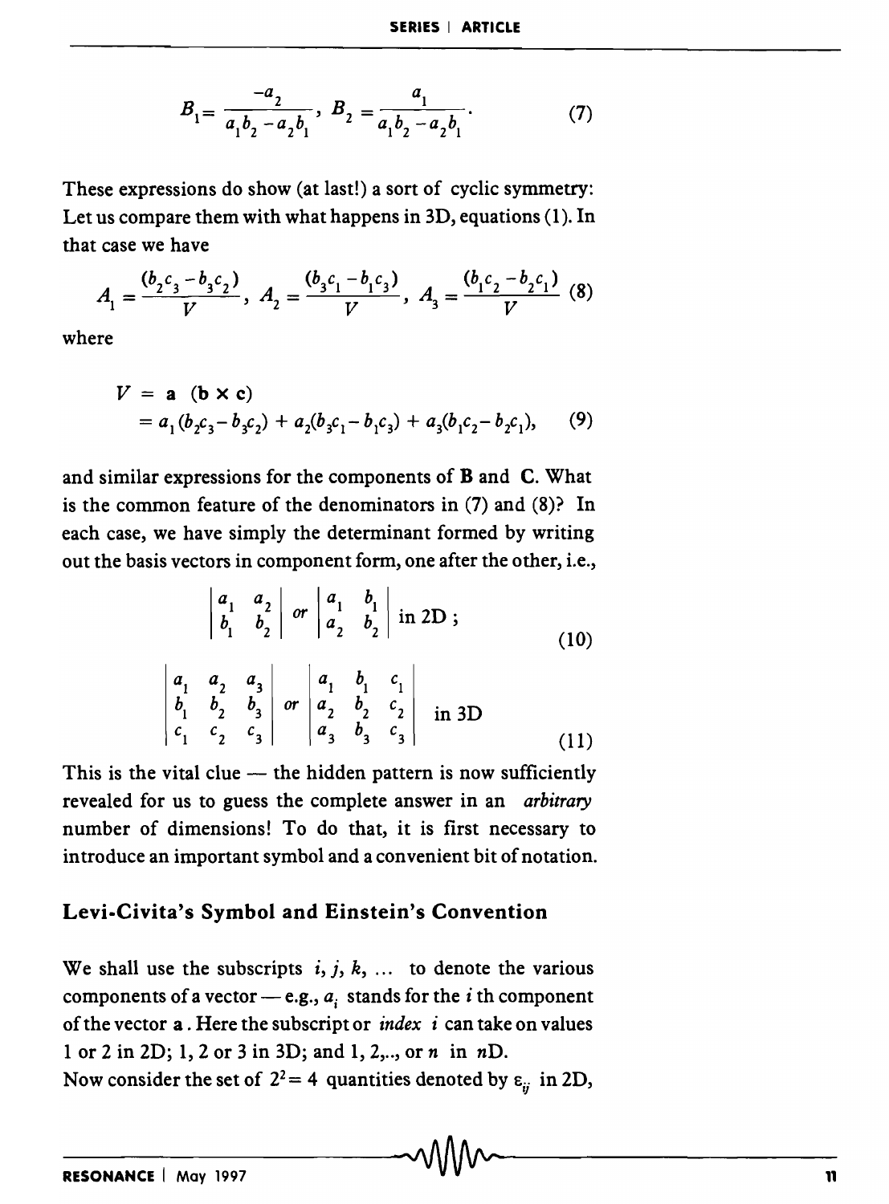$$B_1 = \frac{-a_2}{a_1 b_2 - a_2 b_1}, \; B_2 = \frac{a_1}{a_1 b_2 - a_2 b_1}. \tag{7}$$

These expressions do show (at last!) a sort of cyclic symmetry: Let us compare them with what happens in 3D, equations (1). In that case we have

$$A_1 = \frac{(b_2 c_3 - b_3 c_2)}{V}, \; A_2 = \frac{(b_3 c_1 - b_1 c_3)}{V}, \; A_3 = \frac{(b_1 c_2 - b_2 c_1)}{V} \tag{8}$$

where

$$\begin{aligned} V &= \mathbf{a} \;(\mathbf{b} \times \mathbf{c}) \\ &= a_1 (b_2 c_3 - b_3 c_2) + a_2 (b_3 c_1 - b_1 c_3) + a_3 (b_1 c_2 - b_2 c_1), \end{aligned} \tag{9}$$

and similar expressions for the components of **B** and **C**. What is the common feature of the denominators in (7) and (8)? In each case, we have simply the determinant formed by writing out the basis vectors in component form, one after the other, i.e.,

$$\begin{vmatrix} a_1 & a_2 \\ b_1 & b_2 \end{vmatrix} \; or \; \begin{vmatrix} a_1 & b_1 \\ a_2 & b_2 \end{vmatrix} \text{ in 2D ;} \tag{10}$$

$$\begin{vmatrix} a_1 & a_2 & a_3 \\ b_1 & b_2 & b_3 \\ c_1 & c_2 & c_3 \end{vmatrix} \; or \; \begin{vmatrix} a_1 & b_1 & c_1 \\ a_2 & b_2 & c_2 \\ a_3 & b_3 & c_3 \end{vmatrix} \text{ in 3D} \tag{11}$$

This is the vital clue — the hidden pattern is now sufficiently revealed for us to guess the complete answer in an *arbitrary* number of dimensions! To do that, it is first necessary to introduce an important symbol and a convenient bit of notation.

## Levi-Civita's Symbol and Einstein's Convention

We shall use the subscripts $i, j, k, \ldots$ to denote the various components of a vector — e.g., $a_i$ stands for the $i$ th component of the vector **a**. Here the subscript or *index* $i$ can take on values 1 or 2 in 2D; 1, 2 or 3 in 3D; and 1, 2,.., or $n$ in $n$D.

Now consider the set of $2^2 = 4$ quantities denoted by $\varepsilon_{ij}$ in 2D,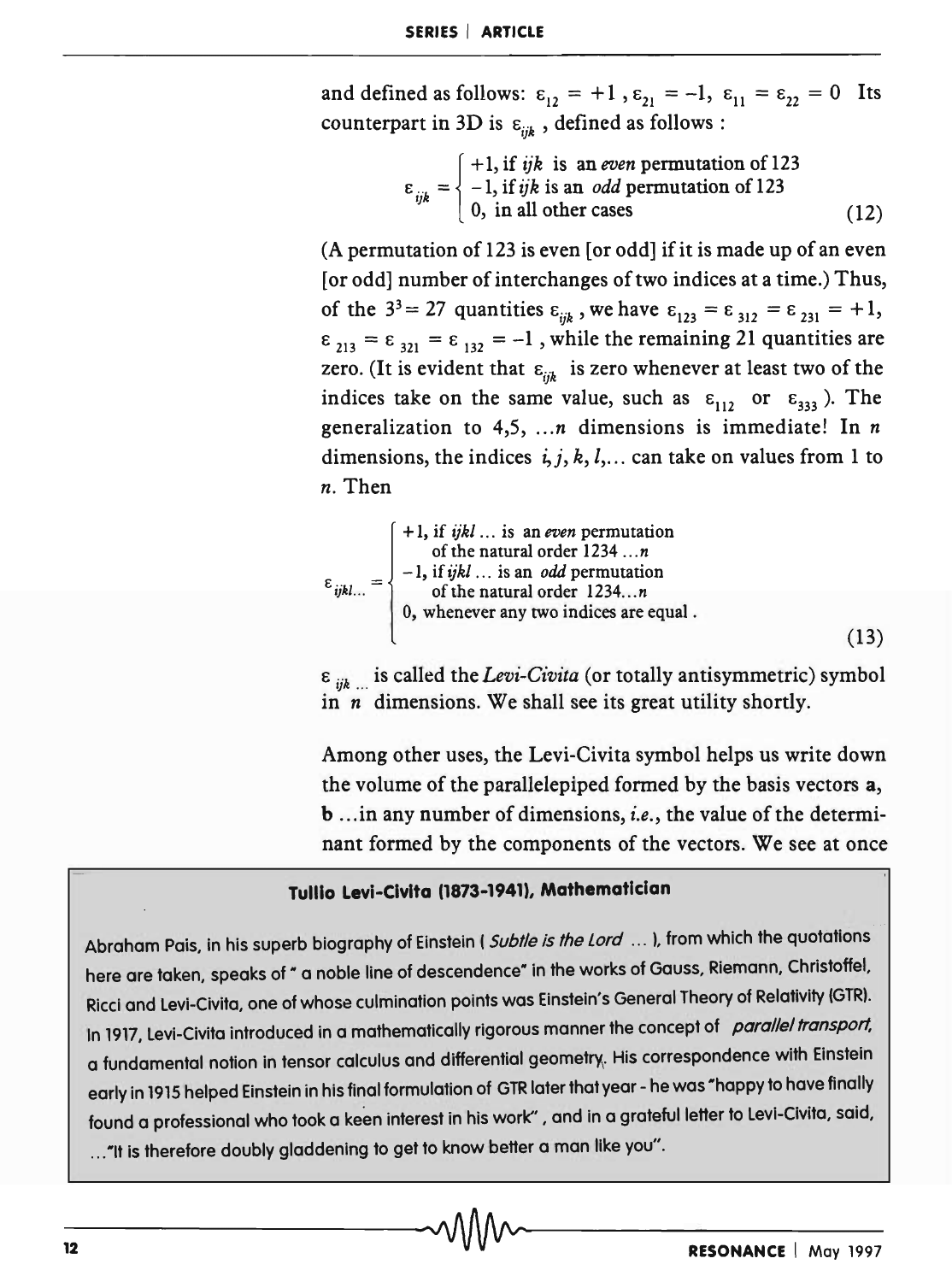and defined as follows: $\varepsilon_{12} = +1$, $\varepsilon_{21} = -1$, $\varepsilon_{11} = \varepsilon_{22} = 0$ Its counterpart in 3D is $\varepsilon_{ijk}$, defined as follows :

$$\varepsilon_{ijk} = \begin{cases} +1, \text{ if } ijk \text{ is an } \textit{even} \text{ permutation of } 123 \\ -1, \text{ if } ijk \text{ is an } \textit{odd} \text{ permutation of } 123 \\ 0, \text{ in all other cases} \end{cases} \tag{12}$$

(A permutation of 123 is even [or odd] if it is made up of an even [or odd] number of interchanges of two indices at a time.) Thus, of the $3^3 = 27$ quantities $\varepsilon_{ijk}$, we have $\varepsilon_{123} = \varepsilon_{312} = \varepsilon_{231} = +1$, $\varepsilon_{213} = \varepsilon_{321} = \varepsilon_{132} = -1$, while the remaining 21 quantities are zero. (It is evident that $\varepsilon_{ijk}$ is zero whenever at least two of the indices take on the same value, such as $\varepsilon_{112}$ or $\varepsilon_{333}$). The generalization to 4,5, ...$n$ dimensions is immediate! In $n$ dimensions, the indices $i, j, k, l,\ldots$ can take on values from 1 to $n$. Then

$$\varepsilon_{ijkl\ldots} = \begin{cases} +1, \text{ if } ijkl\ldots \text{ is an } \textit{even} \text{ permutation} \\ \quad \text{of the natural order } 1234\ldots n \\ -1, \text{ if } ijkl\ldots \text{ is an } \textit{odd} \text{ permutation} \\ \quad \text{of the natural order } 1234\ldots n \\ 0, \text{ whenever any two indices are equal.} \end{cases} \tag{13}$$

$\varepsilon_{ijk\ldots}$ is called the *Levi-Civita* (or totally antisymmetric) symbol in $n$ dimensions. We shall see its great utility shortly.

Among other uses, the Levi-Civita symbol helps us write down the volume of the parallelepiped formed by the basis vectors **a**, **b** ...in any number of dimensions, *i.e.*, the value of the determinant formed by the components of the vectors. We see at once

**Tullio Levi-Civita (1873-1941), Mathematician**

Abraham Pais, in his superb biography of Einstein ( *Subtle is the Lord* ... ), from which the quotations here are taken, speaks of " a noble line of descendence" in the works of Gauss, Riemann, Christoffel, Ricci and Levi-Civita, one of whose culmination points was Einstein's General Theory of Relativity (GTR). In 1917, Levi-Civita introduced in a mathematically rigorous manner the concept of *parallel transport*, a fundamental notion in tensor calculus and differential geometry. His correspondence with Einstein early in 1915 helped Einstein in his final formulation of GTR later that year - he was "happy to have finally found a professional who took a keen interest in his work", and in a grateful letter to Levi-Civita, said, ..."It is therefore doubly gladdening to get to know better a man like you".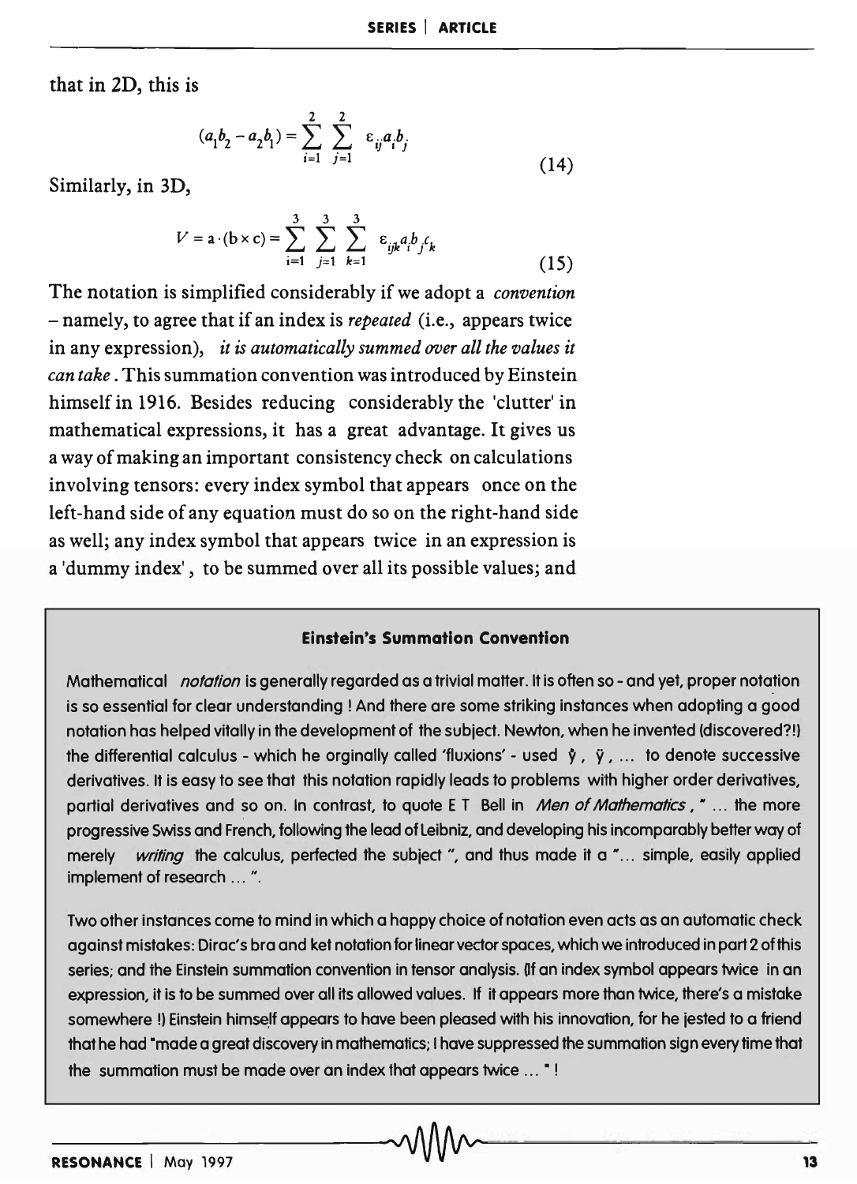that in 2D, this is

$$(a_1 b_2 - a_2 b_1) = \sum_{i=1}^{2} \sum_{j=1}^{2} \varepsilon_{ij} a_i b_j \tag{14}$$

Similarly, in 3D,

$$V = \mathbf{a} \cdot (\mathbf{b} \times \mathbf{c}) = \sum_{i=1}^{3} \sum_{j=1}^{3} \sum_{k=1}^{3} \varepsilon_{ijk} a_i b_j c_k \tag{15}$$

The notation is simplified considerably if we adopt a *convention* – namely, to agree that if an index is *repeated* (i.e., appears twice in any expression), *it is automatically summed over all the values it can take*. This summation convention was introduced by Einstein himself in 1916. Besides reducing considerably the 'clutter' in mathematical expressions, it has a great advantage. It gives us a way of making an important consistency check on calculations involving tensors: every index symbol that appears once on the left-hand side of any equation must do so on the right-hand side as well; any index symbol that appears twice in an expression is a 'dummy index', to be summed over all its possible values; and

---

**Einstein's Summation Convention**

Mathematical *notation* is generally regarded as a trivial matter. It is often so - and yet, proper notation is so essential for clear understanding ! And there are some striking instances when adopting a good notation has helped vitally in the development of the subject. Newton, when he invented (discovered?!) the differential calculus - which he orginally called 'fluxions' - used $\dot{y}$, $\ddot{y}$, ... to denote successive derivatives. It is easy to see that this notation rapidly leads to problems with higher order derivatives, partial derivatives and so on. In contrast, to quote E T Bell in *Men of Mathematics*, " ... the more progressive Swiss and French, following the lead of Leibniz, and developing his incomparably better way of merely *writing* the calculus, perfected the subject ", and thus made it a "... simple, easily applied implement of research ... ".

Two other instances come to mind in which a happy choice of notation even acts as an automatic check against mistakes: Dirac's bra and ket notation for linear vector spaces, which we introduced in part 2 of this series; and the Einstein summation convention in tensor analysis. (If an index symbol appears twice in an expression, it is to be summed over all its allowed values. If it appears more than twice, there's a mistake somewhere !) Einstein himself appears to have been pleased with his innovation, for he jested to a friend that he had "made a great discovery in mathematics; I have suppressed the summation sign every time that the summation must be made over an index that appears twice ... " !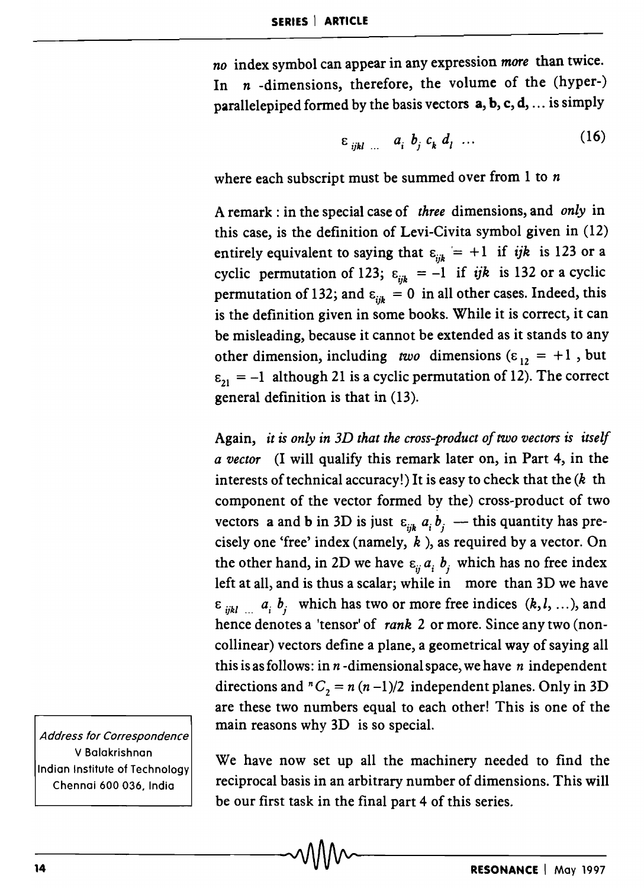*no* index symbol can appear in any expression *more* than twice. In $n$ -dimensions, therefore, the volume of the (hyper-) parallelepiped formed by the basis vectors **a**, **b**, **c**, **d**, ... is simply

$$\varepsilon_{ijkl\,\ldots}\;\; a_i\; b_j\; c_k\; d_l\; \ldots \qquad (16)$$

where each subscript must be summed over from 1 to $n$

A remark : in the special case of *three* dimensions, and *only* in this case, is the definition of Levi-Civita symbol given in (12) entirely equivalent to saying that $\varepsilon_{ijk} = +1$ if $ijk$ is 123 or a cyclic permutation of 123; $\varepsilon_{ijk} = -1$ if $ijk$ is 132 or a cyclic permutation of 132; and $\varepsilon_{ijk} = 0$ in all other cases. Indeed, this is the definition given in some books. While it is correct, it can be misleading, because it cannot be extended as it stands to any other dimension, including *two* dimensions ($\varepsilon_{12} = +1$ , but $\varepsilon_{21} = -1$ although 21 is a cyclic permutation of 12). The correct general definition is that in (13).

Again, *it is only in 3D that the cross-product of two vectors is itself a vector* (I will qualify this remark later on, in Part 4, in the interests of technical accuracy!) It is easy to check that the ($k$ th component of the vector formed by the) cross-product of two vectors **a** and **b** in 3D is just $\varepsilon_{ijk}\, a_i\, b_j$ — this quantity has precisely one 'free' index (namely, $k$ ), as required by a vector. On the other hand, in 2D we have $\varepsilon_{ij}\, a_i\, b_j$ which has no free index left at all, and is thus a scalar; while in more than 3D we have $\varepsilon_{ijkl\,\ldots}\; a_i\; b_j$ which has two or more free indices $(k, l, \ldots)$, and hence denotes a 'tensor' of *rank* 2 or more. Since any two (non-collinear) vectors define a plane, a geometrical way of saying all this is as follows: in $n$-dimensional space, we have $n$ independent directions and ${}^{n}C_2 = n\,(n-1)/2$ independent planes. Only in 3D are these two numbers equal to each other! This is one of the main reasons why 3D is so special.

We have now set up all the machinery needed to find the reciprocal basis in an arbitrary number of dimensions. This will be our first task in the final part 4 of this series.

*Address for Correspondence*
V Balakrishnan
Indian Institute of Technology
Chennai 600 036, India